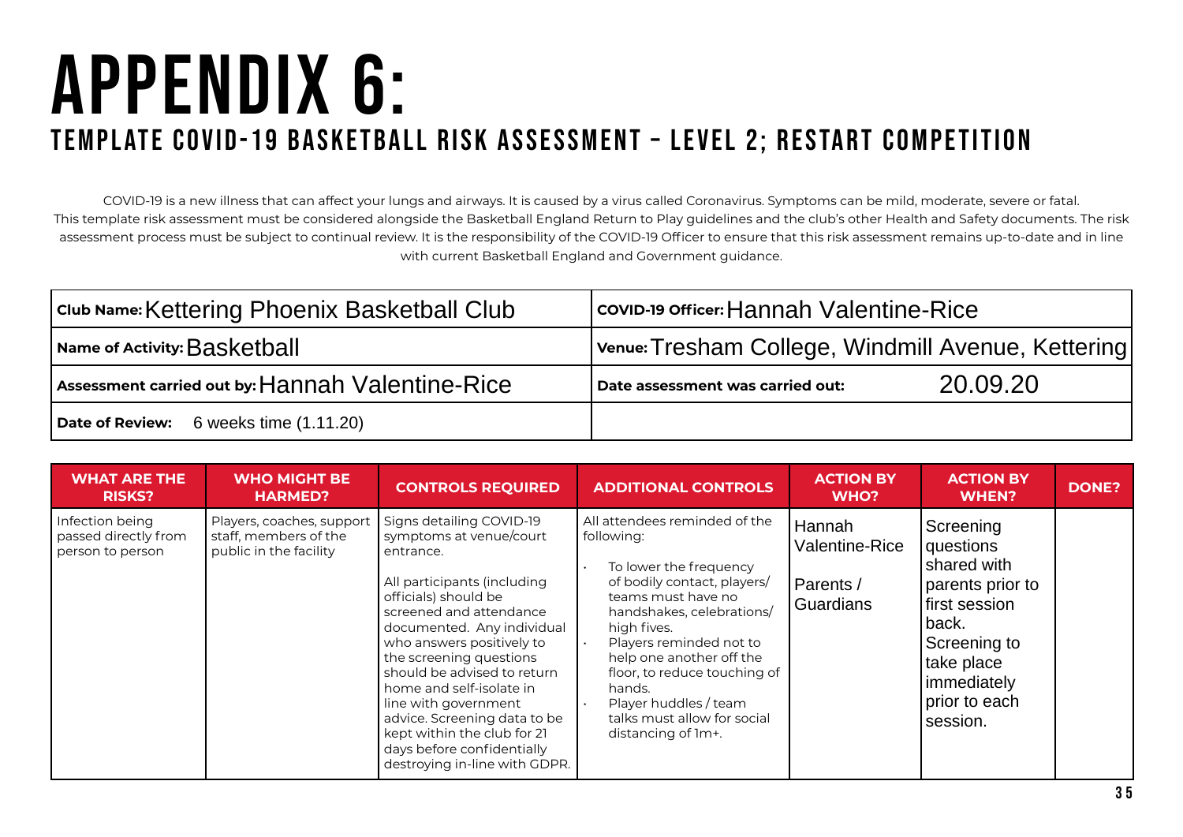# APPENDIX 6:

## TEMPLATE COVID-19 BASKETBALL RISK ASSESSMENT – LEVEL 2; RESTART COMPETITION

COVID-19 is a new illness that can affect your lungs and airways. It is caused by a virus called Coronavirus. Symptoms can be mild, moderate, severe or fatal. This template risk assessment must be considered alongside the Basketball England Return to Play guidelines and the club's other Health and Safety documents. The risk assessment process must be subject to continual review. It is the responsibility of the COVID-19 Officer to ensure that this risk assessment remains up-to-date and in line with current Basketball England and Government guidance.

| | |
|---|---|
| **Club Name:** Kettering Phoenix Basketball Club | **COVID-19 Officer:** Hannah Valentine-Rice |
| **Name of Activity:** Basketball | **Venue:** Tresham College, Windmill Avenue, Kettering |
| **Assessment carried out by:** Hannah Valentine-Rice | **Date assessment was carried out:** 20.09.20 |
| **Date of Review:** 6 weeks time (1.11.20) | |

| WHAT ARE THE RISKS? | WHO MIGHT BE HARMED? | CONTROLS REQUIRED | ADDITIONAL CONTROLS | ACTION BY WHO? | ACTION BY WHEN? | DONE? |
|---|---|---|---|---|---|---|
| Infection being passed directly from person to person | Players, coaches, support staff, members of the public in the facility | Signs detailing COVID-19 symptoms at venue/court entrance.<br><br>All participants (including officials) should be screened and attendance documented. Any individual who answers positively to the screening questions should be advised to return home and self-isolate in line with government advice. Screening data to be kept within the club for 21 days before confidentially destroying in-line with GDPR. | All attendees reminded of the following:<br>• To lower the frequency of bodily contact, players/ teams must have no handshakes, celebrations/ high fives.<br>• Players reminded not to help one another off the floor, to reduce touching of hands.<br>• Player huddles / team talks must allow for social distancing of 1m+. | Hannah Valentine-Rice<br><br>Parents / Guardians | Screening questions shared with parents prior to first session back. Screening to take place immediately prior to each session. | |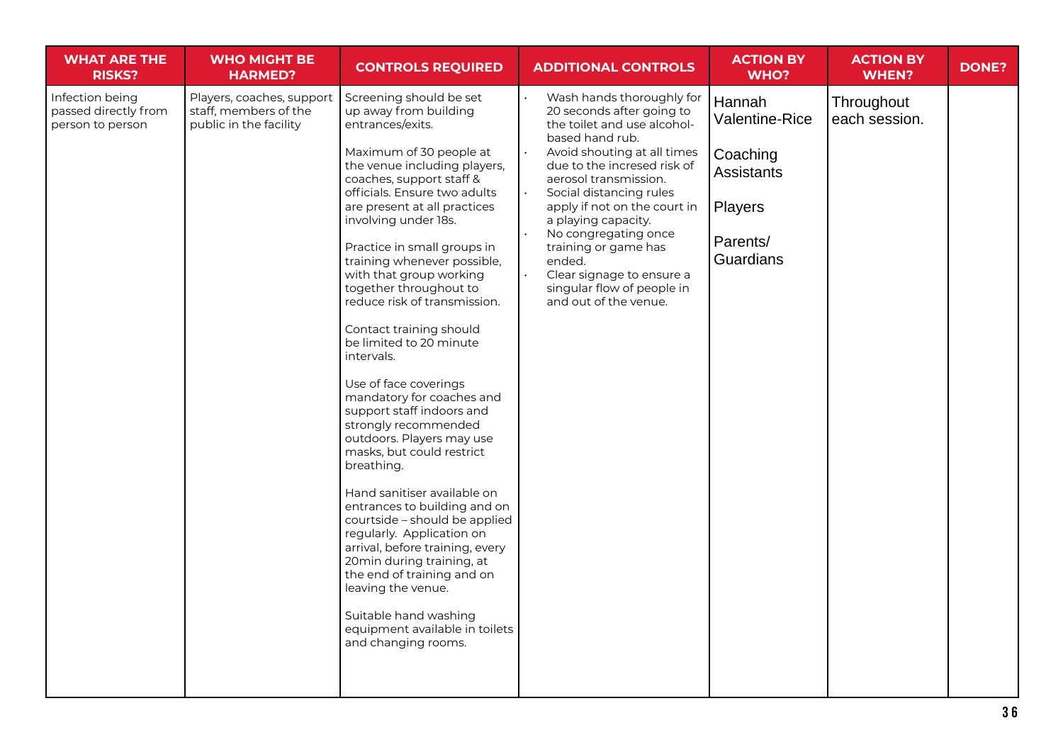| WHAT ARE THE RISKS? | WHO MIGHT BE HARMED? | CONTROLS REQUIRED | ADDITIONAL CONTROLS | ACTION BY WHO? | ACTION BY WHEN? | DONE? |
|---|---|---|---|---|---|---|
| Infection being passed directly from person to person | Players, coaches, support staff, members of the public in the facility | Screening should be set up away from building entrances/exits.<br><br>Maximum of 30 people at the venue including players, coaches, support staff & officials. Ensure two adults are present at all practices involving under 18s.<br><br>Practice in small groups in training whenever possible, with that group working together throughout to reduce risk of transmission.<br><br>Contact training should be limited to 20 minute intervals.<br><br>Use of face coverings mandatory for coaches and support staff indoors and strongly recommended outdoors. Players may use masks, but could restrict breathing.<br><br>Hand sanitiser available on entrances to building and on courtside – should be applied regularly. Application on arrival, before training, every 20min during training, at the end of training and on leaving the venue.<br><br>Suitable hand washing equipment available in toilets and changing rooms. | · Wash hands thoroughly for 20 seconds after going to the toilet and use alcohol-based hand rub.<br>· Avoid shouting at all times due to the incresed risk of aerosol transmission.<br>· Social distancing rules apply if not on the court in a playing capacity.<br>· No congregating once training or game has ended.<br>· Clear signage to ensure a singular flow of people in and out of the venue. | Hannah Valentine-Rice<br><br>Coaching Assistants<br><br>Players<br><br>Parents/ Guardians | Throughout each session. | |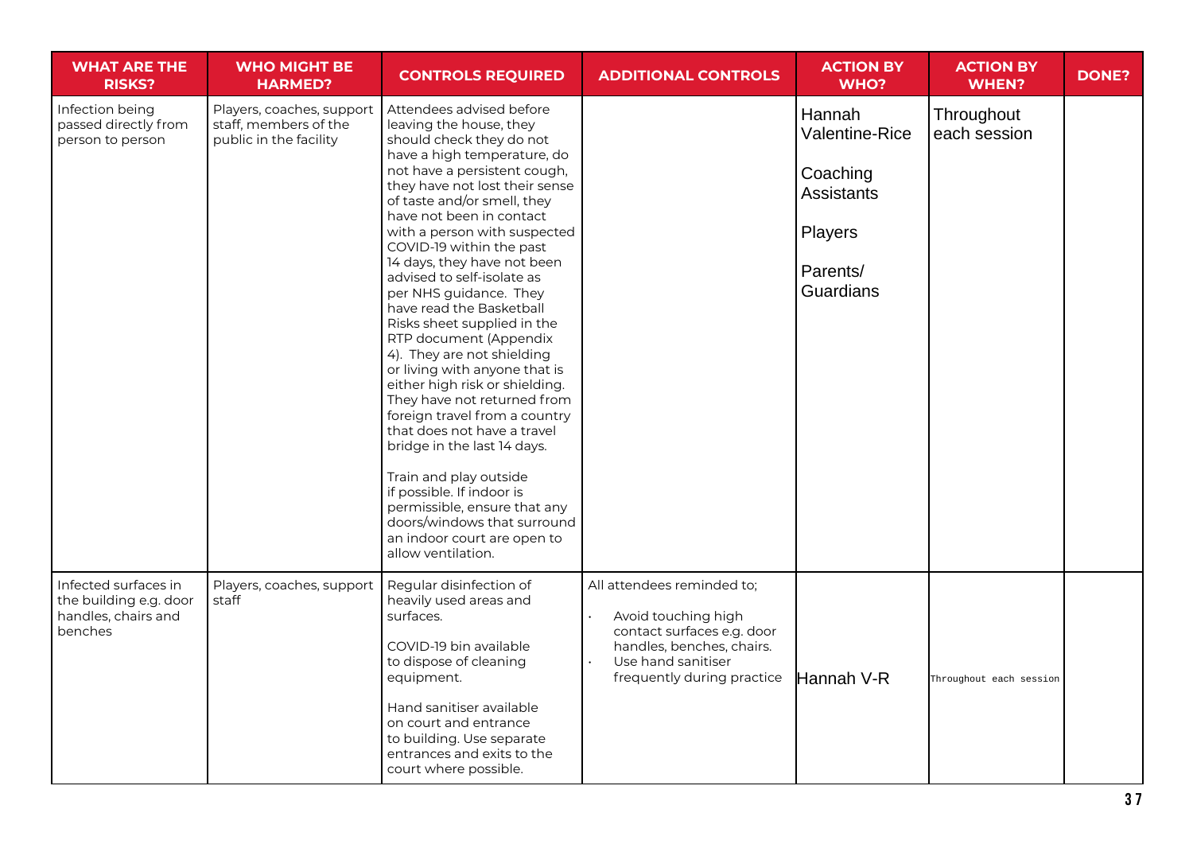| WHAT ARE THE RISKS? | WHO MIGHT BE HARMED? | CONTROLS REQUIRED | ADDITIONAL CONTROLS | ACTION BY WHO? | ACTION BY WHEN? | DONE? |
|---|---|---|---|---|---|---|
| Infection being passed directly from person to person | Players, coaches, support staff, members of the public in the facility | Attendees advised before leaving the house, they should check they do not have a high temperature, do not have a persistent cough, they have not lost their sense of taste and/or smell, they have not been in contact with a person with suspected COVID-19 within the past 14 days, they have not been advised to self-isolate as per NHS guidance. They have read the Basketball Risks sheet supplied in the RTP document (Appendix 4). They are not shielding or living with anyone that is either high risk or shielding. They have not returned from foreign travel from a country that does not have a travel bridge in the last 14 days.<br><br>Train and play outside if possible. If indoor is permissible, ensure that any doors/windows that surround an indoor court are open to allow ventilation. | | Hannah Valentine-Rice<br><br>Coaching Assistants<br><br>Players<br><br>Parents/ Guardians | Throughout each session | |
| Infected surfaces in the building e.g. door handles, chairs and benches | Players, coaches, support staff | Regular disinfection of heavily used areas and surfaces.<br><br>COVID-19 bin available to dispose of cleaning equipment.<br><br>Hand sanitiser available on court and entrance to building. Use separate entrances and exits to the court where possible. | All attendees reminded to;<br>• Avoid touching high contact surfaces e.g. door handles, benches, chairs.<br>• Use hand sanitiser frequently during practice | Hannah V-R | Throughout each session | |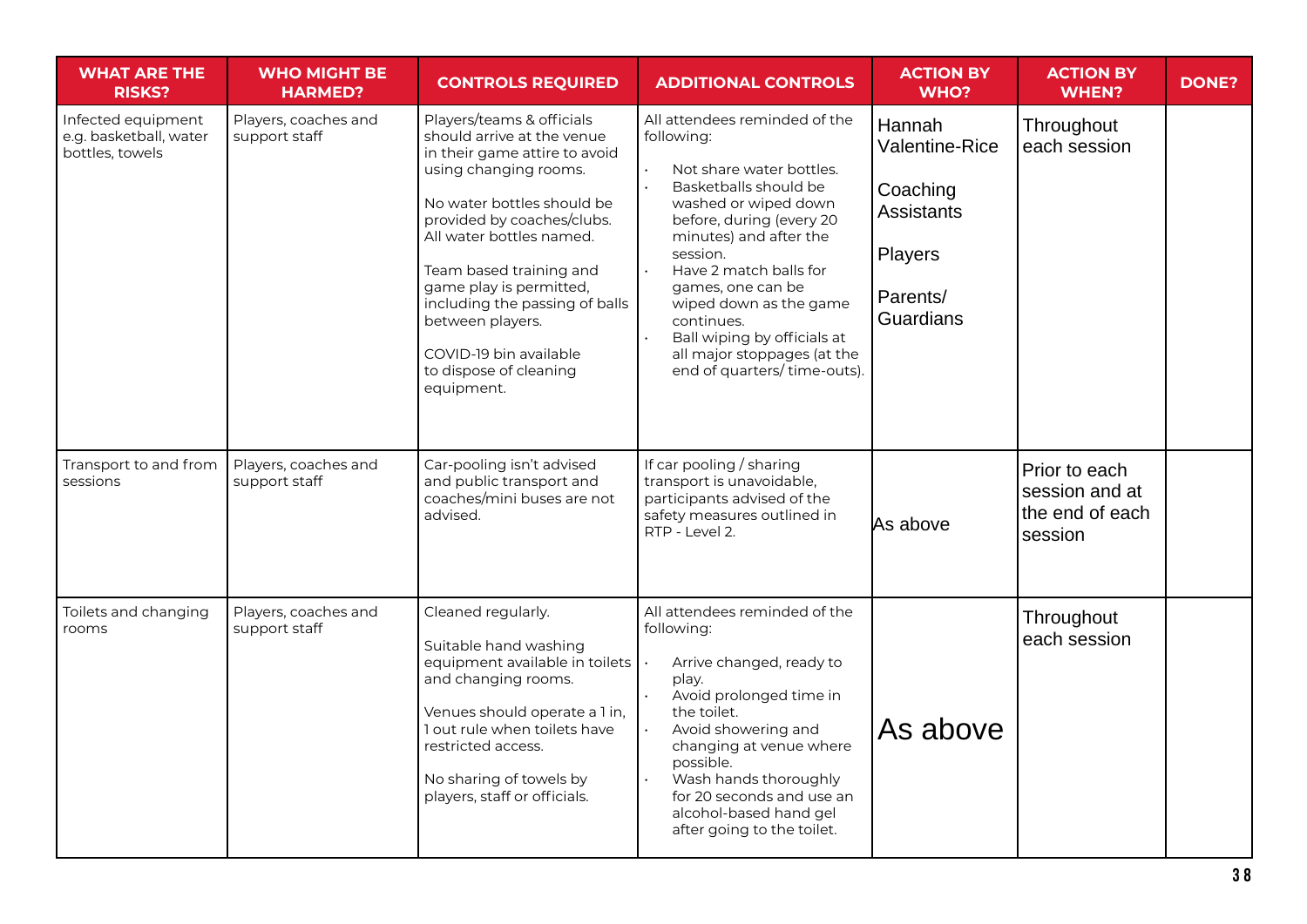| WHAT ARE THE RISKS? | WHO MIGHT BE HARMED? | CONTROLS REQUIRED | ADDITIONAL CONTROLS | ACTION BY WHO? | ACTION BY WHEN? | DONE? |
|---|---|---|---|---|---|---|
| Infected equipment e.g. basketball, water bottles, towels | Players, coaches and support staff | Players/teams & officials should arrive at the venue in their game attire to avoid using changing rooms.<br><br>No water bottles should be provided by coaches/clubs. All water bottles named.<br><br>Team based training and game play is permitted, including the passing of balls between players.<br><br>COVID-19 bin available to dispose of cleaning equipment. | All attendees reminded of the following:<br>• Not share water bottles.<br>• Basketballs should be washed or wiped down before, during (every 20 minutes) and after the session.<br>• Have 2 match balls for games, one can be wiped down as the game continues.<br>• Ball wiping by officials at all major stoppages (at the end of quarters/ time-outs). | Hannah Valentine-Rice<br><br>Coaching Assistants<br><br>Players<br><br>Parents/ Guardians | Throughout each session | |
| Transport to and from sessions | Players, coaches and support staff | Car-pooling isn't advised and public transport and coaches/mini buses are not advised. | If car pooling / sharing transport is unavoidable, participants advised of the safety measures outlined in RTP - Level 2. | As above | Prior to each session and at the end of each session | |
| Toilets and changing rooms | Players, coaches and support staff | Cleaned regularly.<br><br>Suitable hand washing equipment available in toilets and changing rooms.<br><br>Venues should operate a 1 in, 1 out rule when toilets have restricted access.<br><br>No sharing of towels by players, staff or officials. | All attendees reminded of the following:<br>• Arrive changed, ready to play.<br>• Avoid prolonged time in the toilet.<br>• Avoid showering and changing at venue where possible.<br>• Wash hands thoroughly for 20 seconds and use an alcohol-based hand gel after going to the toilet. | As above | Throughout each session | |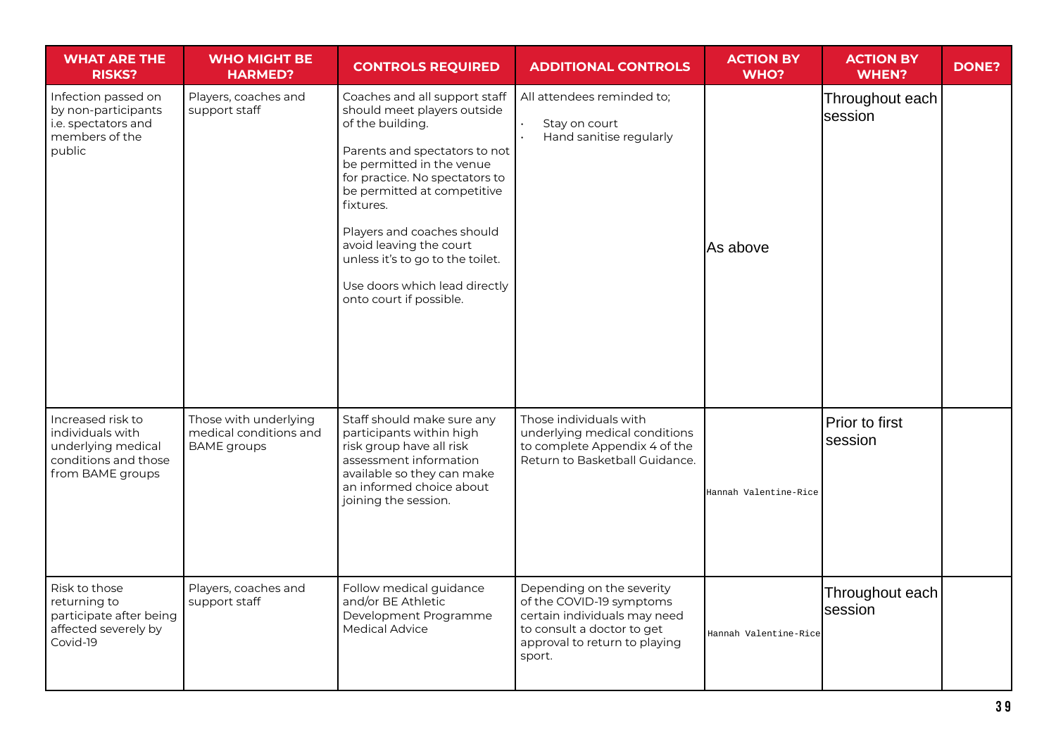| WHAT ARE THE RISKS? | WHO MIGHT BE HARMED? | CONTROLS REQUIRED | ADDITIONAL CONTROLS | ACTION BY WHO? | ACTION BY WHEN? | DONE? |
|---|---|---|---|---|---|---|
| Infection passed on by non-participants i.e. spectators and members of the public | Players, coaches and support staff | Coaches and all support staff should meet players outside of the building.<br><br>Parents and spectators to not be permitted in the venue for practice. No spectators to be permitted at competitive fixtures.<br><br>Players and coaches should avoid leaving the court unless it's to go to the toilet.<br><br>Use doors which lead directly onto court if possible. | All attendees reminded to;<br>• Stay on court<br>• Hand sanitise regularly | As above | Throughout each session | |
| Increased risk to individuals with underlying medical conditions and those from BAME groups | Those with underlying medical conditions and BAME groups | Staff should make sure any participants within high risk group have all risk assessment information available so they can make an informed choice about joining the session. | Those individuals with underlying medical conditions to complete Appendix 4 of the Return to Basketball Guidance. | Hannah Valentine-Rice | Prior to first session | |
| Risk to those returning to participate after being affected severely by Covid-19 | Players, coaches and support staff | Follow medical guidance and/or BE Athletic Development Programme Medical Advice | Depending on the severity of the COVID-19 symptoms certain individuals may need to consult a doctor to get approval to return to playing sport. | Hannah Valentine-Rice | Throughout each session | |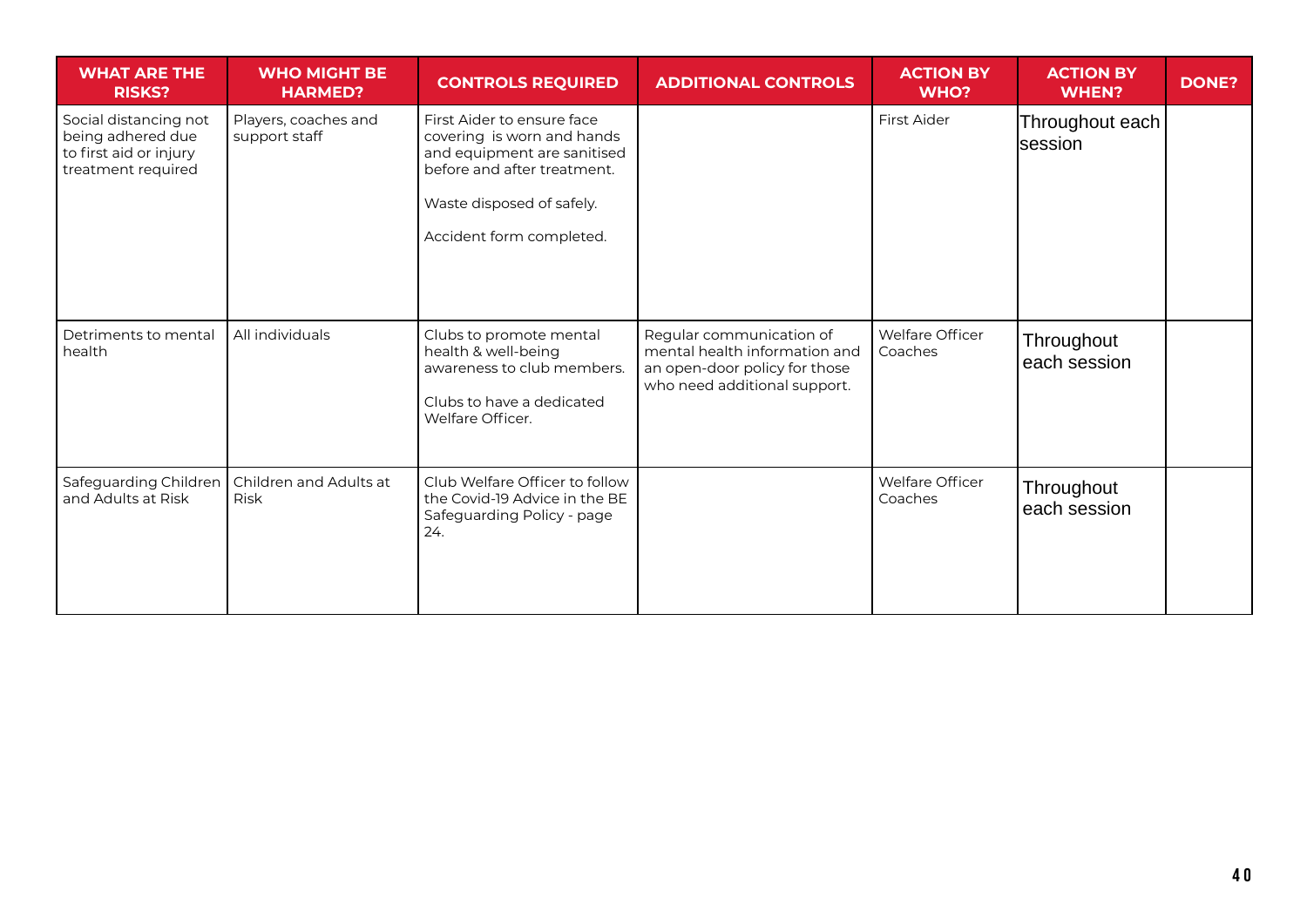| WHAT ARE THE RISKS? | WHO MIGHT BE HARMED? | CONTROLS REQUIRED | ADDITIONAL CONTROLS | ACTION BY WHO? | ACTION BY WHEN? | DONE? |
|---|---|---|---|---|---|---|
| Social distancing not being adhered due to first aid or injury treatment required | Players, coaches and support staff | First Aider to ensure face covering is worn and hands and equipment are sanitised before and after treatment.<br><br>Waste disposed of safely.<br><br>Accident form completed. | | First Aider | Throughout each session | |
| Detriments to mental health | All individuals | Clubs to promote mental health & well-being awareness to club members.<br><br>Clubs to have a dedicated Welfare Officer. | Regular communication of mental health information and an open-door policy for those who need additional support. | Welfare Officer Coaches | Throughout each session | |
| Safeguarding Children and Adults at Risk | Children and Adults at Risk | Club Welfare Officer to follow the Covid-19 Advice in the BE Safeguarding Policy - page 24. | | Welfare Officer Coaches | Throughout each session | |